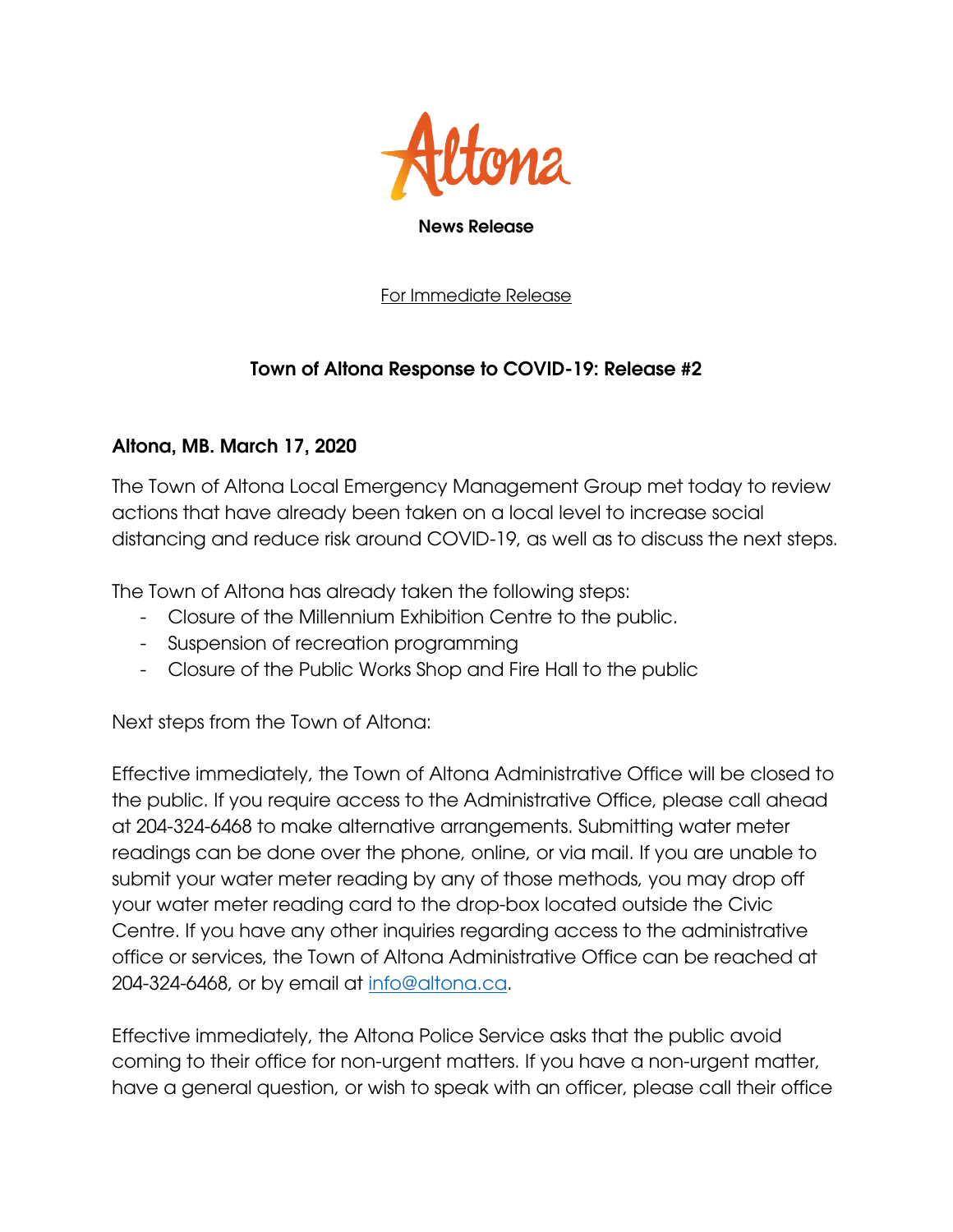Altona

**News Release**

For Immediate Release

## Town of Altona Response to COVID-19: Release #2

**Altona, MB. March 17, 2020**

The Town of Altona Local Emergency Management Group met today to review actions that have already been taken on a local level to increase social distancing and reduce risk around COVID-19, as well as to discuss the next steps.

The Town of Altona has already taken the following steps:

- Closure of the Millennium Exhibition Centre to the public.
- Suspension of recreation programming
- Closure of the Public Works Shop and Fire Hall to the public

Next steps from the Town of Altona:

Effective immediately, the Town of Altona Administrative Office will be closed to the public. If you require access to the Administrative Office, please call ahead at 204-324-6468 to make alternative arrangements. Submitting water meter readings can be done over the phone, online, or via mail. If you are unable to submit your water meter reading by any of those methods, you may drop off your water meter reading card to the drop-box located outside the Civic Centre. If you have any other inquiries regarding access to the administrative office or services, the Town of Altona Administrative Office can be reached at 204-324-6468, or by email at info@altona.ca.

Effective immediately, the Altona Police Service asks that the public avoid coming to their office for non-urgent matters. If you have a non-urgent matter, have a general question, or wish to speak with an officer, please call their office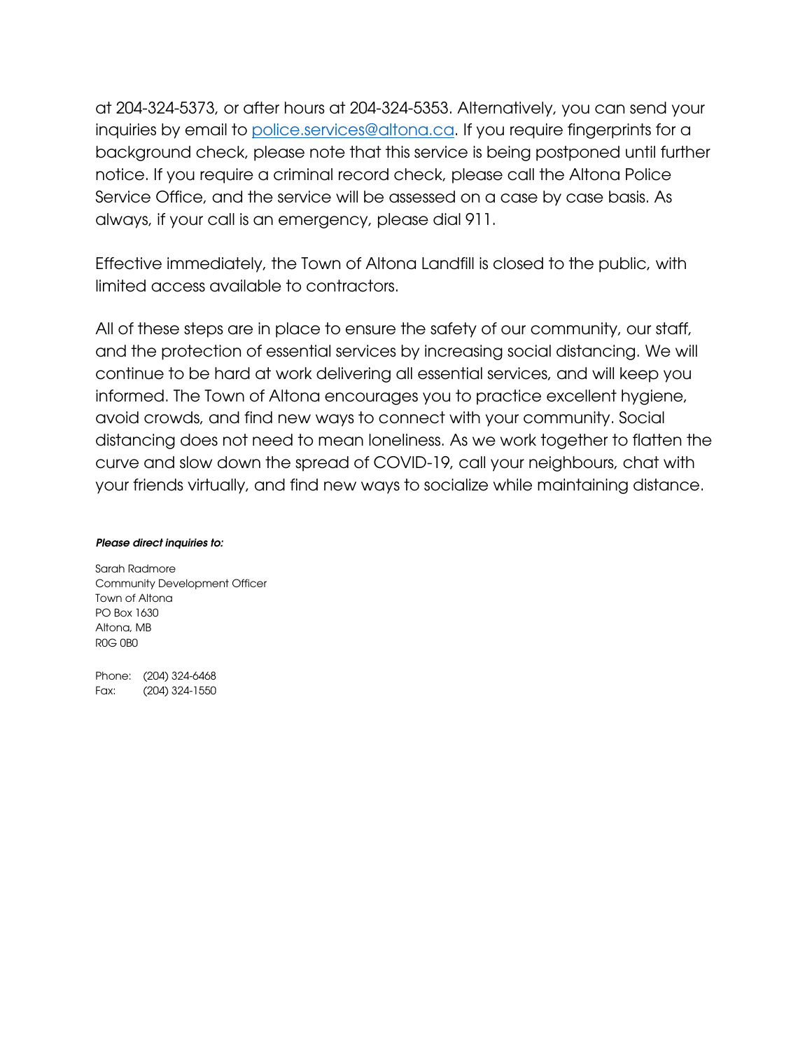at 204-324-5373, or after hours at 204-324-5353. Alternatively, you can send your inquiries by email to police.services@altona.ca. If you require fingerprints for a background check, please note that this service is being postponed until further notice. If you require a criminal record check, please call the Altona Police Service Office, and the service will be assessed on a case by case basis. As always, if your call is an emergency, please dial 911.

Effective immediately, the Town of Altona Landfill is closed to the public, with limited access available to contractors.

All of these steps are in place to ensure the safety of our community, our staff, and the protection of essential services by increasing social distancing. We will continue to be hard at work delivering all essential services, and will keep you informed. The Town of Altona encourages you to practice excellent hygiene, avoid crowds, and find new ways to connect with your community. Social distancing does not need to mean loneliness. As we work together to flatten the curve and slow down the spread of COVID-19, call your neighbours, chat with your friends virtually, and find new ways to socialize while maintaining distance.

***Please direct inquiries to:***

Sarah Radmore
Community Development Officer
Town of Altona
PO Box 1630
Altona, MB
R0G 0B0

Phone: (204) 324-6468
Fax: (204) 324-1550